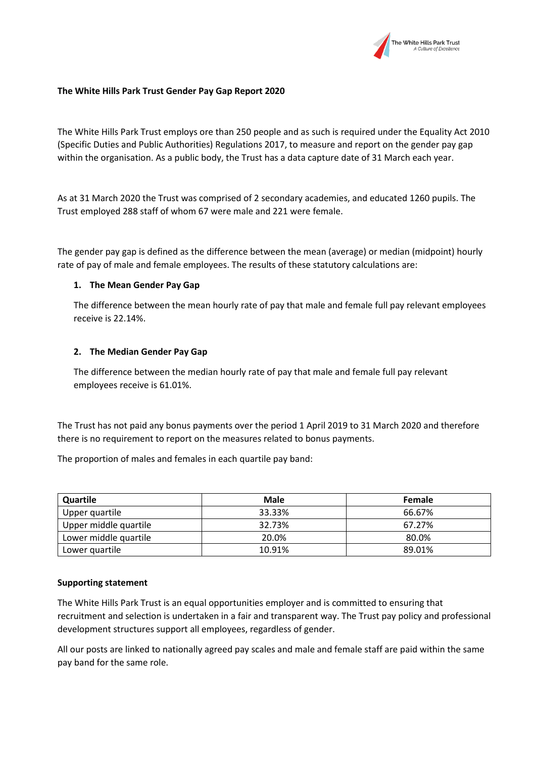**The White Hills Park Trust Gender Pay Gap Report 2020**

The White Hills Park Trust employs ore than 250 people and as such is required under the Equality Act 2010 (Specific Duties and Public Authorities) Regulations 2017, to measure and report on the gender pay gap within the organisation. As a public body, the Trust has a data capture date of 31 March each year.

As at 31 March 2020 the Trust was comprised of 2 secondary academies, and educated 1260 pupils. The Trust employed 288 staff of whom 67 were male and 221 were female.

The gender pay gap is defined as the difference between the mean (average) or median (midpoint) hourly rate of pay of male and female employees. The results of these statutory calculations are:

1. **The Mean Gender Pay Gap**

   The difference between the mean hourly rate of pay that male and female full pay relevant employees receive is 22.14%.

2. **The Median Gender Pay Gap**

   The difference between the median hourly rate of pay that male and female full pay relevant employees receive is 61.01%.

The Trust has not paid any bonus payments over the period 1 April 2019 to 31 March 2020 and therefore there is no requirement to report on the measures related to bonus payments.

The proportion of males and females in each quartile pay band:

| Quartile | Male | Female |
|---|---|---|
| Upper quartile | 33.33% | 66.67% |
| Upper middle quartile | 32.73% | 67.27% |
| Lower middle quartile | 20.0% | 80.0% |
| Lower quartile | 10.91% | 89.01% |

**Supporting statement**

The White Hills Park Trust is an equal opportunities employer and is committed to ensuring that recruitment and selection is undertaken in a fair and transparent way. The Trust pay policy and professional development structures support all employees, regardless of gender.

All our posts are linked to nationally agreed pay scales and male and female staff are paid within the same pay band for the same role.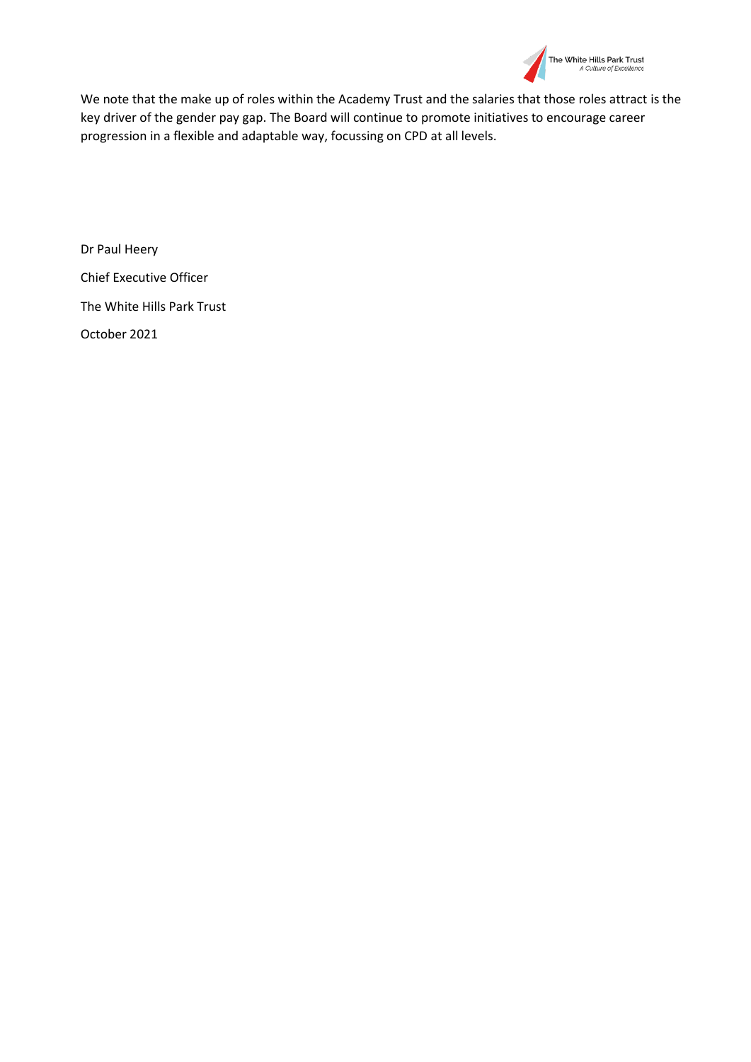We note that the make up of roles within the Academy Trust and the salaries that those roles attract is the key driver of the gender pay gap. The Board will continue to promote initiatives to encourage career progression in a flexible and adaptable way, focussing on CPD at all levels.

Dr Paul Heery

Chief Executive Officer

The White Hills Park Trust

October 2021